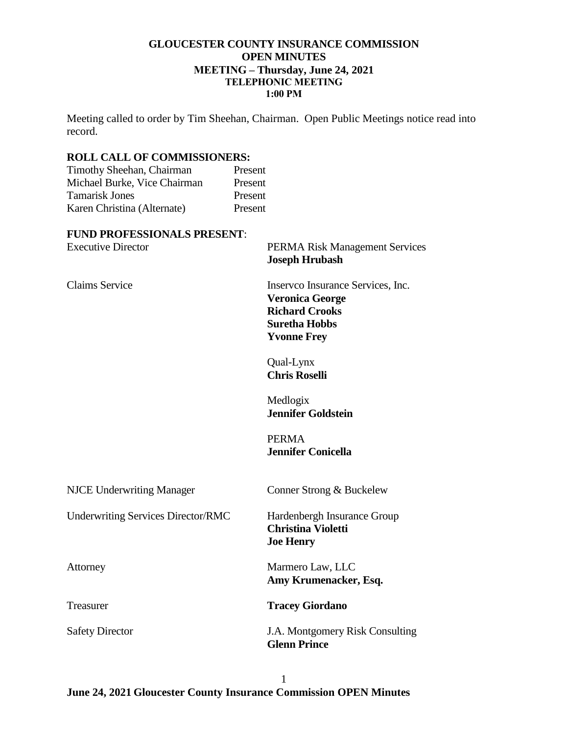# GLOUCESTER COUNTY INSURANCE COMMISSION
## OPEN MINUTES
## MEETING – Thursday, June 24, 2021
### TELEPHONIC MEETING
### 1:00 PM

Meeting called to order by Tim Sheehan, Chairman. Open Public Meetings notice read into record.

**ROLL CALL OF COMMISSIONERS:**

| | |
|---|---|
| Timothy Sheehan, Chairman | Present |
| Michael Burke, Vice Chairman | Present |
| Tamarisk Jones | Present |
| Karen Christina (Alternate) | Present |

**FUND PROFESSIONALS PRESENT**:

| | |
|---|---|
| Executive Director | PERMA Risk Management Services<br>**Joseph Hrubash** |
| Claims Service | Inservco Insurance Services, Inc.<br>**Veronica George**<br>**Richard Crooks**<br>**Suretha Hobbs**<br>**Yvonne Frey** |
| | Qual-Lynx<br>**Chris Roselli** |
| | Medlogix<br>**Jennifer Goldstein** |
| | PERMA<br>**Jennifer Conicella** |
| NJCE Underwriting Manager | Conner Strong & Buckelew |
| Underwriting Services Director/RMC | Hardenbergh Insurance Group<br>**Christina Violetti**<br>**Joe Henry** |
| Attorney | Marmero Law, LLC<br>**Amy Krumenacker, Esq.** |
| Treasurer | **Tracey Giordano** |
| Safety Director | J.A. Montgomery Risk Consulting<br>**Glenn Prince** |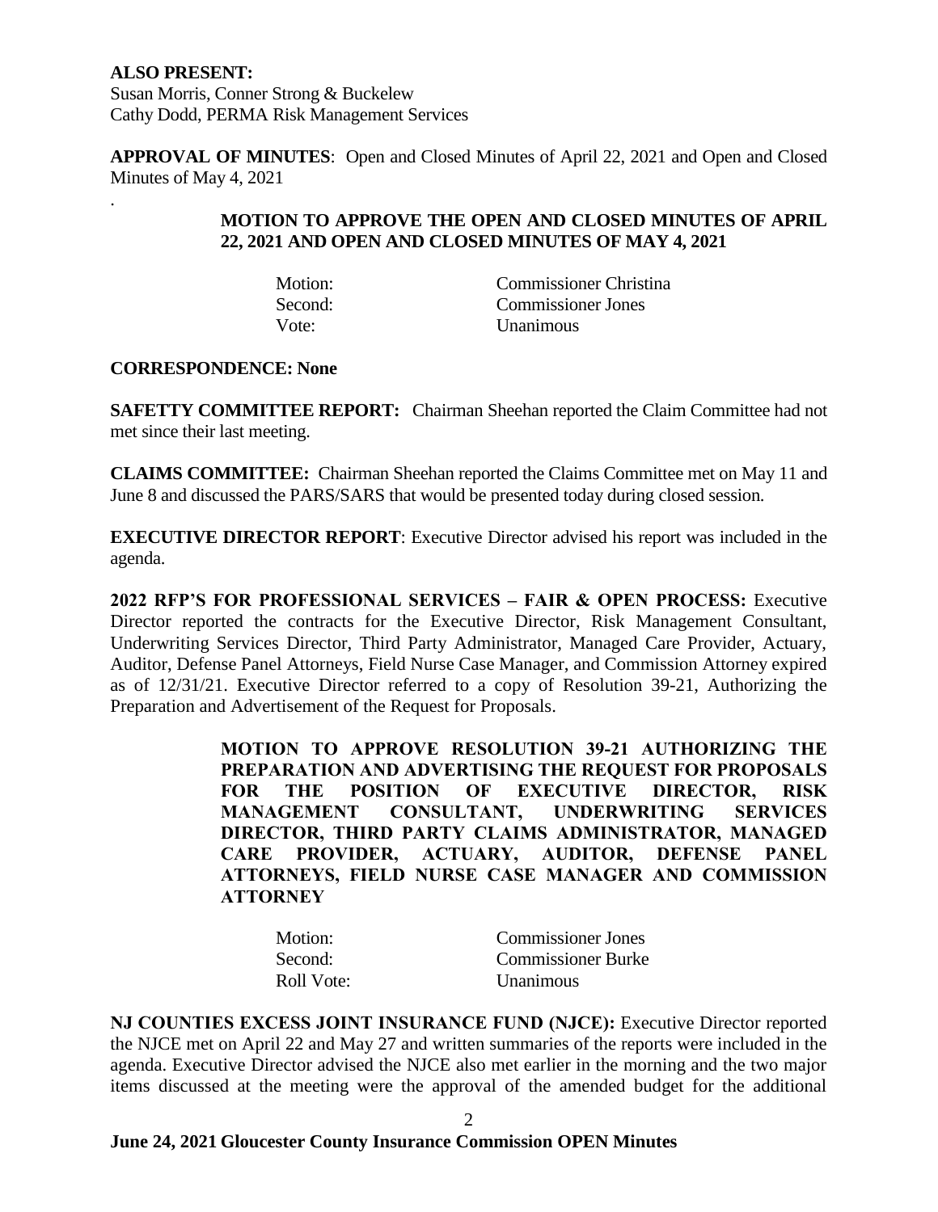**ALSO PRESENT:**
Susan Morris, Conner Strong & Buckelew
Cathy Dodd, PERMA Risk Management Services

**APPROVAL OF MINUTES**: Open and Closed Minutes of April 22, 2021 and Open and Closed Minutes of May 4, 2021

.

**MOTION TO APPROVE THE OPEN AND CLOSED MINUTES OF APRIL 22, 2021 AND OPEN AND CLOSED MINUTES OF MAY 4, 2021**

| | |
|---|---|
| Motion: | Commissioner Christina |
| Second: | Commissioner Jones |
| Vote: | Unanimous |

**CORRESPONDENCE: None**

**SAFETTY COMMITTEE REPORT:** Chairman Sheehan reported the Claim Committee had not met since their last meeting.

**CLAIMS COMMITTEE:** Chairman Sheehan reported the Claims Committee met on May 11 and June 8 and discussed the PARS/SARS that would be presented today during closed session.

**EXECUTIVE DIRECTOR REPORT**: Executive Director advised his report was included in the agenda.

**2022 RFP'S FOR PROFESSIONAL SERVICES – FAIR & OPEN PROCESS:** Executive Director reported the contracts for the Executive Director, Risk Management Consultant, Underwriting Services Director, Third Party Administrator, Managed Care Provider, Actuary, Auditor, Defense Panel Attorneys, Field Nurse Case Manager, and Commission Attorney expired as of 12/31/21. Executive Director referred to a copy of Resolution 39-21, Authorizing the Preparation and Advertisement of the Request for Proposals.

**MOTION TO APPROVE RESOLUTION 39-21 AUTHORIZING THE PREPARATION AND ADVERTISING THE REQUEST FOR PROPOSALS FOR THE POSITION OF EXECUTIVE DIRECTOR, RISK MANAGEMENT CONSULTANT, UNDERWRITING SERVICES DIRECTOR, THIRD PARTY CLAIMS ADMINISTRATOR, MANAGED CARE PROVIDER, ACTUARY, AUDITOR, DEFENSE PANEL ATTORNEYS, FIELD NURSE CASE MANAGER AND COMMISSION ATTORNEY**

| | |
|---|---|
| Motion: | Commissioner Jones |
| Second: | Commissioner Burke |
| Roll Vote: | Unanimous |

**NJ COUNTIES EXCESS JOINT INSURANCE FUND (NJCE):** Executive Director reported the NJCE met on April 22 and May 27 and written summaries of the reports were included in the agenda. Executive Director advised the NJCE also met earlier in the morning and the two major items discussed at the meeting were the approval of the amended budget for the additional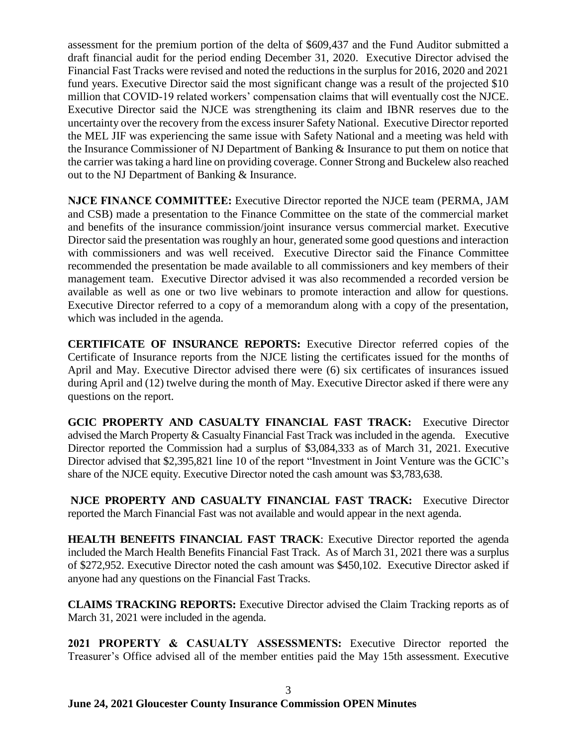assessment for the premium portion of the delta of $609,437 and the Fund Auditor submitted a draft financial audit for the period ending December 31, 2020. Executive Director advised the Financial Fast Tracks were revised and noted the reductions in the surplus for 2016, 2020 and 2021 fund years. Executive Director said the most significant change was a result of the projected $10 million that COVID-19 related workers' compensation claims that will eventually cost the NJCE. Executive Director said the NJCE was strengthening its claim and IBNR reserves due to the uncertainty over the recovery from the excess insurer Safety National. Executive Director reported the MEL JIF was experiencing the same issue with Safety National and a meeting was held with the Insurance Commissioner of NJ Department of Banking & Insurance to put them on notice that the carrier was taking a hard line on providing coverage. Conner Strong and Buckelew also reached out to the NJ Department of Banking & Insurance.

**NJCE FINANCE COMMITTEE:** Executive Director reported the NJCE team (PERMA, JAM and CSB) made a presentation to the Finance Committee on the state of the commercial market and benefits of the insurance commission/joint insurance versus commercial market. Executive Director said the presentation was roughly an hour, generated some good questions and interaction with commissioners and was well received. Executive Director said the Finance Committee recommended the presentation be made available to all commissioners and key members of their management team. Executive Director advised it was also recommended a recorded version be available as well as one or two live webinars to promote interaction and allow for questions. Executive Director referred to a copy of a memorandum along with a copy of the presentation, which was included in the agenda.

**CERTIFICATE OF INSURANCE REPORTS:** Executive Director referred copies of the Certificate of Insurance reports from the NJCE listing the certificates issued for the months of April and May. Executive Director advised there were (6) six certificates of insurances issued during April and (12) twelve during the month of May. Executive Director asked if there were any questions on the report.

**GCIC PROPERTY AND CASUALTY FINANCIAL FAST TRACK:** Executive Director advised the March Property & Casualty Financial Fast Track was included in the agenda. Executive Director reported the Commission had a surplus of $3,084,333 as of March 31, 2021. Executive Director advised that $2,395,821 line 10 of the report "Investment in Joint Venture was the GCIC's share of the NJCE equity. Executive Director noted the cash amount was $3,783,638.

**NJCE PROPERTY AND CASUALTY FINANCIAL FAST TRACK:** Executive Director reported the March Financial Fast was not available and would appear in the next agenda.

**HEALTH BENEFITS FINANCIAL FAST TRACK**: Executive Director reported the agenda included the March Health Benefits Financial Fast Track. As of March 31, 2021 there was a surplus of $272,952. Executive Director noted the cash amount was $450,102. Executive Director asked if anyone had any questions on the Financial Fast Tracks.

**CLAIMS TRACKING REPORTS:** Executive Director advised the Claim Tracking reports as of March 31, 2021 were included in the agenda.

**2021 PROPERTY & CASUALTY ASSESSMENTS:** Executive Director reported the Treasurer's Office advised all of the member entities paid the May 15th assessment. Executive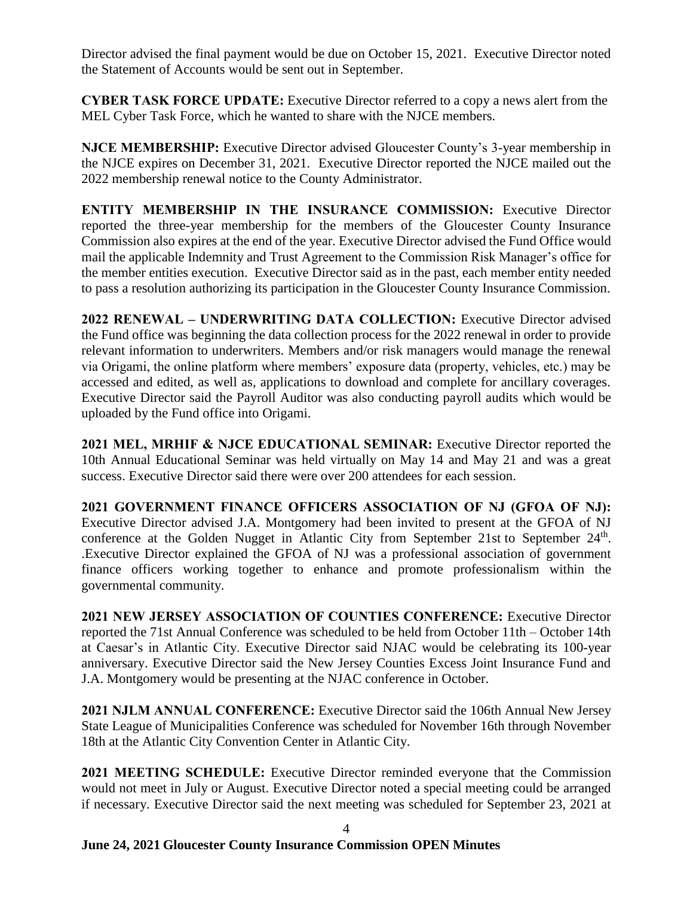Director advised the final payment would be due on October 15, 2021. Executive Director noted the Statement of Accounts would be sent out in September.

**CYBER TASK FORCE UPDATE:** Executive Director referred to a copy a news alert from the MEL Cyber Task Force, which he wanted to share with the NJCE members.

**NJCE MEMBERSHIP:** Executive Director advised Gloucester County's 3-year membership in the NJCE expires on December 31, 2021. Executive Director reported the NJCE mailed out the 2022 membership renewal notice to the County Administrator.

**ENTITY MEMBERSHIP IN THE INSURANCE COMMISSION:** Executive Director reported the three-year membership for the members of the Gloucester County Insurance Commission also expires at the end of the year. Executive Director advised the Fund Office would mail the applicable Indemnity and Trust Agreement to the Commission Risk Manager's office for the member entities execution. Executive Director said as in the past, each member entity needed to pass a resolution authorizing its participation in the Gloucester County Insurance Commission.

**2022 RENEWAL – UNDERWRITING DATA COLLECTION:** Executive Director advised the Fund office was beginning the data collection process for the 2022 renewal in order to provide relevant information to underwriters. Members and/or risk managers would manage the renewal via Origami, the online platform where members' exposure data (property, vehicles, etc.) may be accessed and edited, as well as, applications to download and complete for ancillary coverages. Executive Director said the Payroll Auditor was also conducting payroll audits which would be uploaded by the Fund office into Origami.

**2021 MEL, MRHIF & NJCE EDUCATIONAL SEMINAR:** Executive Director reported the 10th Annual Educational Seminar was held virtually on May 14 and May 21 and was a great success. Executive Director said there were over 200 attendees for each session.

**2021 GOVERNMENT FINANCE OFFICERS ASSOCIATION OF NJ (GFOA OF NJ):** Executive Director advised J.A. Montgomery had been invited to present at the GFOA of NJ conference at the Golden Nugget in Atlantic City from September 21st to September 24th. .Executive Director explained the GFOA of NJ was a professional association of government finance officers working together to enhance and promote professionalism within the governmental community.

**2021 NEW JERSEY ASSOCIATION OF COUNTIES CONFERENCE:** Executive Director reported the 71st Annual Conference was scheduled to be held from October 11th – October 14th at Caesar's in Atlantic City. Executive Director said NJAC would be celebrating its 100-year anniversary. Executive Director said the New Jersey Counties Excess Joint Insurance Fund and J.A. Montgomery would be presenting at the NJAC conference in October.

**2021 NJLM ANNUAL CONFERENCE:** Executive Director said the 106th Annual New Jersey State League of Municipalities Conference was scheduled for November 16th through November 18th at the Atlantic City Convention Center in Atlantic City.

**2021 MEETING SCHEDULE:** Executive Director reminded everyone that the Commission would not meet in July or August. Executive Director noted a special meeting could be arranged if necessary. Executive Director said the next meeting was scheduled for September 23, 2021 at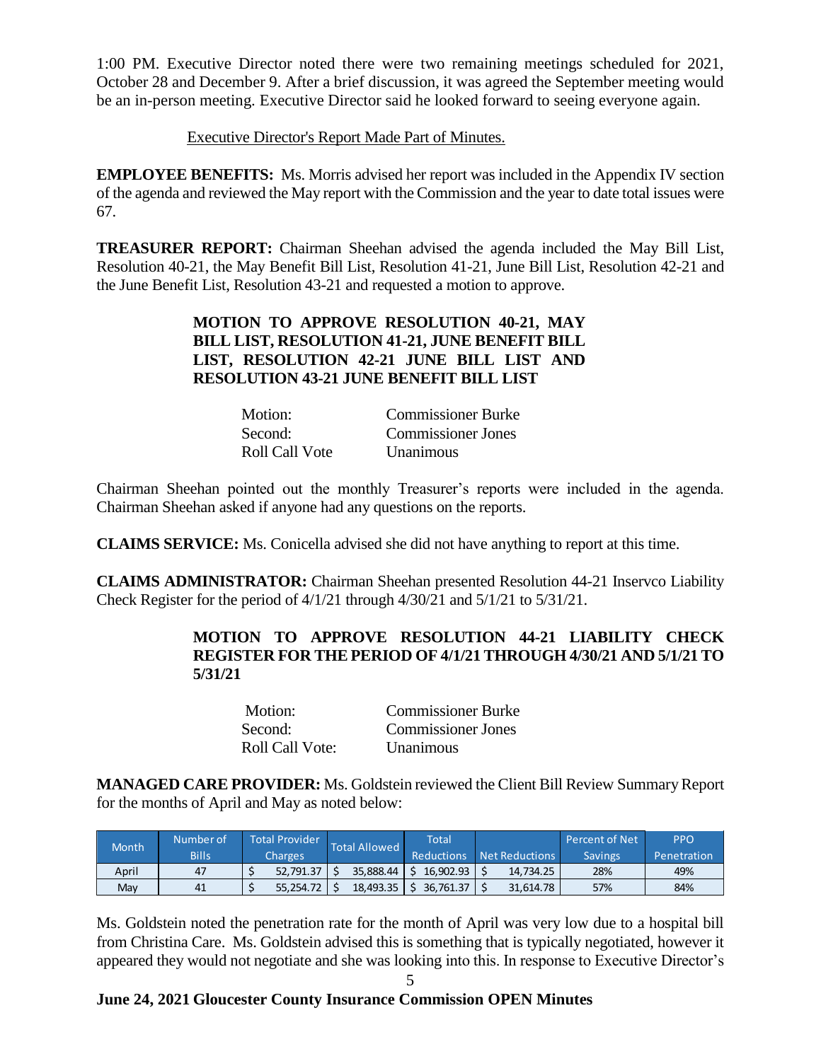1:00 PM. Executive Director noted there were two remaining meetings scheduled for 2021, October 28 and December 9. After a brief discussion, it was agreed the September meeting would be an in-person meeting. Executive Director said he looked forward to seeing everyone again.

Executive Director's Report Made Part of Minutes.

**EMPLOYEE BENEFITS:** Ms. Morris advised her report was included in the Appendix IV section of the agenda and reviewed the May report with the Commission and the year to date total issues were 67.

**TREASURER REPORT:** Chairman Sheehan advised the agenda included the May Bill List, Resolution 40-21, the May Benefit Bill List, Resolution 41-21, June Bill List, Resolution 42-21 and the June Benefit List, Resolution 43-21 and requested a motion to approve.

**MOTION TO APPROVE RESOLUTION 40-21, MAY BILL LIST, RESOLUTION 41-21, JUNE BENEFIT BILL LIST, RESOLUTION 42-21 JUNE BILL LIST AND RESOLUTION 43-21 JUNE BENEFIT BILL LIST**

Motion: Commissioner Burke
Second: Commissioner Jones
Roll Call Vote Unanimous

Chairman Sheehan pointed out the monthly Treasurer's reports were included in the agenda. Chairman Sheehan asked if anyone had any questions on the reports.

**CLAIMS SERVICE:** Ms. Conicella advised she did not have anything to report at this time.

**CLAIMS ADMINISTRATOR:** Chairman Sheehan presented Resolution 44-21 Inservco Liability Check Register for the period of 4/1/21 through 4/30/21 and 5/1/21 to 5/31/21.

**MOTION TO APPROVE RESOLUTION 44-21 LIABILITY CHECK REGISTER FOR THE PERIOD OF 4/1/21 THROUGH 4/30/21 AND 5/1/21 TO 5/31/21**

Motion: Commissioner Burke
Second: Commissioner Jones
Roll Call Vote: Unanimous

**MANAGED CARE PROVIDER:** Ms. Goldstein reviewed the Client Bill Review Summary Report for the months of April and May as noted below:

| Month | Number of Bills | Total Provider Charges | Total Allowed | Total Reductions | Net Reductions | Percent of Net Savings | PPO Penetration |
|---|---|---|---|---|---|---|---|
| April | 47 | $ 52,791.37 | $ 35,888.44 | $ 16,902.93 | $ 14,734.25 | 28% | 49% |
| May | 41 | $ 55,254.72 | $ 18,493.35 | $ 36,761.37 | $ 31,614.78 | 57% | 84% |

Ms. Goldstein noted the penetration rate for the month of April was very low due to a hospital bill from Christina Care. Ms. Goldstein advised this is something that is typically negotiated, however it appeared they would not negotiate and she was looking into this. In response to Executive Director's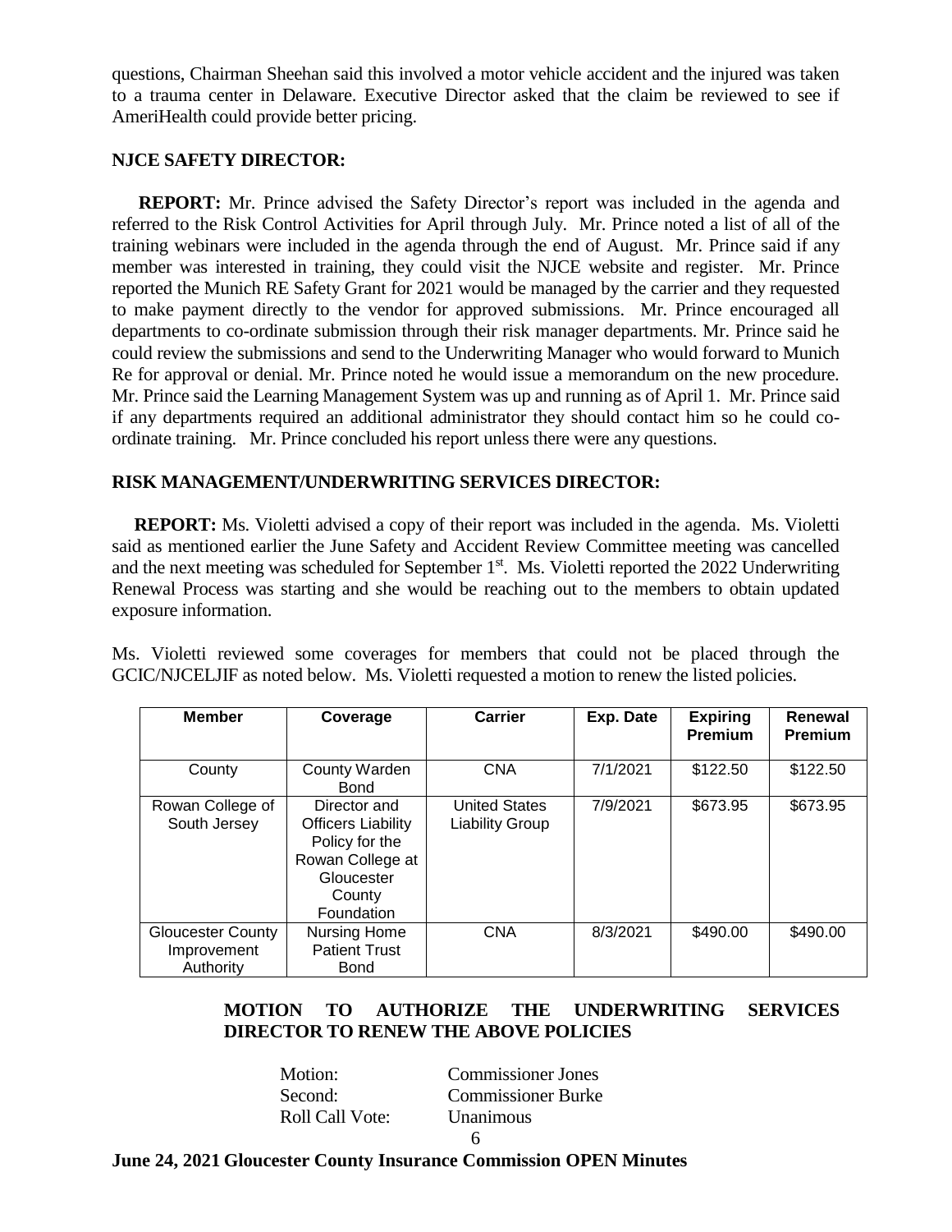questions, Chairman Sheehan said this involved a motor vehicle accident and the injured was taken to a trauma center in Delaware. Executive Director asked that the claim be reviewed to see if AmeriHealth could provide better pricing.

**NJCE SAFETY DIRECTOR:**

**REPORT:** Mr. Prince advised the Safety Director's report was included in the agenda and referred to the Risk Control Activities for April through July. Mr. Prince noted a list of all of the training webinars were included in the agenda through the end of August. Mr. Prince said if any member was interested in training, they could visit the NJCE website and register. Mr. Prince reported the Munich RE Safety Grant for 2021 would be managed by the carrier and they requested to make payment directly to the vendor for approved submissions. Mr. Prince encouraged all departments to co-ordinate submission through their risk manager departments. Mr. Prince said he could review the submissions and send to the Underwriting Manager who would forward to Munich Re for approval or denial. Mr. Prince noted he would issue a memorandum on the new procedure. Mr. Prince said the Learning Management System was up and running as of April 1. Mr. Prince said if any departments required an additional administrator they should contact him so he could co-ordinate training. Mr. Prince concluded his report unless there were any questions.

**RISK MANAGEMENT/UNDERWRITING SERVICES DIRECTOR:**

**REPORT:** Ms. Violetti advised a copy of their report was included in the agenda. Ms. Violetti said as mentioned earlier the June Safety and Accident Review Committee meeting was cancelled and the next meeting was scheduled for September 1st. Ms. Violetti reported the 2022 Underwriting Renewal Process was starting and she would be reaching out to the members to obtain updated exposure information.

Ms. Violetti reviewed some coverages for members that could not be placed through the GCIC/NJCELJIF as noted below. Ms. Violetti requested a motion to renew the listed policies.

| Member | Coverage | Carrier | Exp. Date | Expiring Premium | Renewal Premium |
|---|---|---|---|---|---|
| County | County Warden Bond | CNA | 7/1/2021 | \$122.50 | \$122.50 |
| Rowan College of South Jersey | Director and Officers Liability Policy for the Rowan College at Gloucester County Foundation | United States Liability Group | 7/9/2021 | \$673.95 | \$673.95 |
| Gloucester County Improvement Authority | Nursing Home Patient Trust Bond | CNA | 8/3/2021 | \$490.00 | \$490.00 |

**MOTION TO AUTHORIZE THE UNDERWRITING SERVICES DIRECTOR TO RENEW THE ABOVE POLICIES**

Motion: Commissioner Jones
Second: Commissioner Burke
Roll Call Vote: Unanimous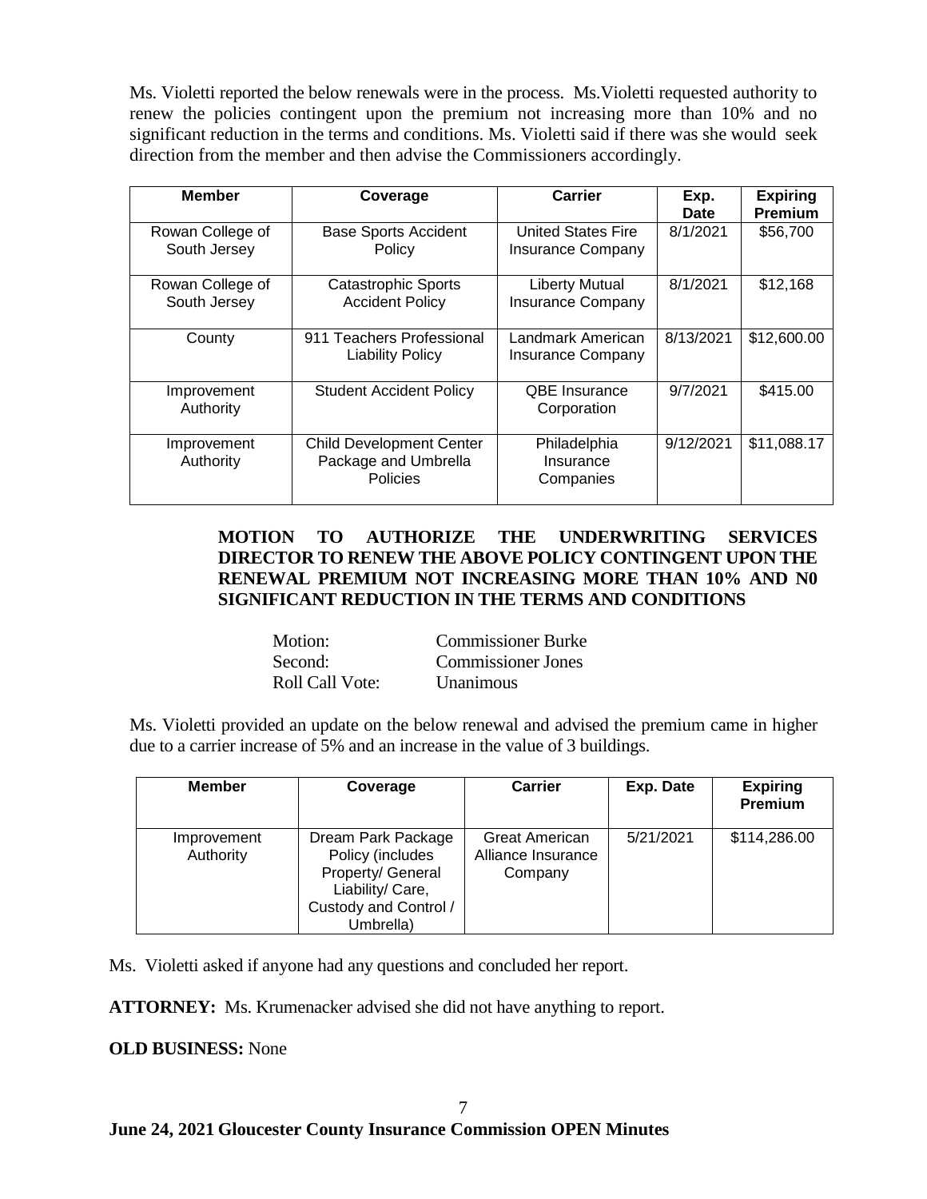Ms. Violetti reported the below renewals were in the process. Ms.Violetti requested authority to renew the policies contingent upon the premium not increasing more than 10% and no significant reduction in the terms and conditions. Ms. Violetti said if there was she would seek direction from the member and then advise the Commissioners accordingly.

| Member | Coverage | Carrier | Exp. Date | Expiring Premium |
|---|---|---|---|---|
| Rowan College of South Jersey | Base Sports Accident Policy | United States Fire Insurance Company | 8/1/2021 | $56,700 |
| Rowan College of South Jersey | Catastrophic Sports Accident Policy | Liberty Mutual Insurance Company | 8/1/2021 | $12,168 |
| County | 911 Teachers Professional Liability Policy | Landmark American Insurance Company | 8/13/2021 | $12,600.00 |
| Improvement Authority | Student Accident Policy | QBE Insurance Corporation | 9/7/2021 | $415.00 |
| Improvement Authority | Child Development Center Package and Umbrella Policies | Philadelphia Insurance Companies | 9/12/2021 | $11,088.17 |

**MOTION TO AUTHORIZE THE UNDERWRITING SERVICES DIRECTOR TO RENEW THE ABOVE POLICY CONTINGENT UPON THE RENEWAL PREMIUM NOT INCREASING MORE THAN 10% AND N0 SIGNIFICANT REDUCTION IN THE TERMS AND CONDITIONS**

Motion: Commissioner Burke
Second: Commissioner Jones
Roll Call Vote: Unanimous

Ms. Violetti provided an update on the below renewal and advised the premium came in higher due to a carrier increase of 5% and an increase in the value of 3 buildings.

| Member | Coverage | Carrier | Exp. Date | Expiring Premium |
|---|---|---|---|---|
| Improvement Authority | Dream Park Package Policy (includes Property/ General Liability/ Care, Custody and Control / Umbrella) | Great American Alliance Insurance Company | 5/21/2021 | $114,286.00 |

Ms. Violetti asked if anyone had any questions and concluded her report.

**ATTORNEY:** Ms. Krumenacker advised she did not have anything to report.

**OLD BUSINESS:** None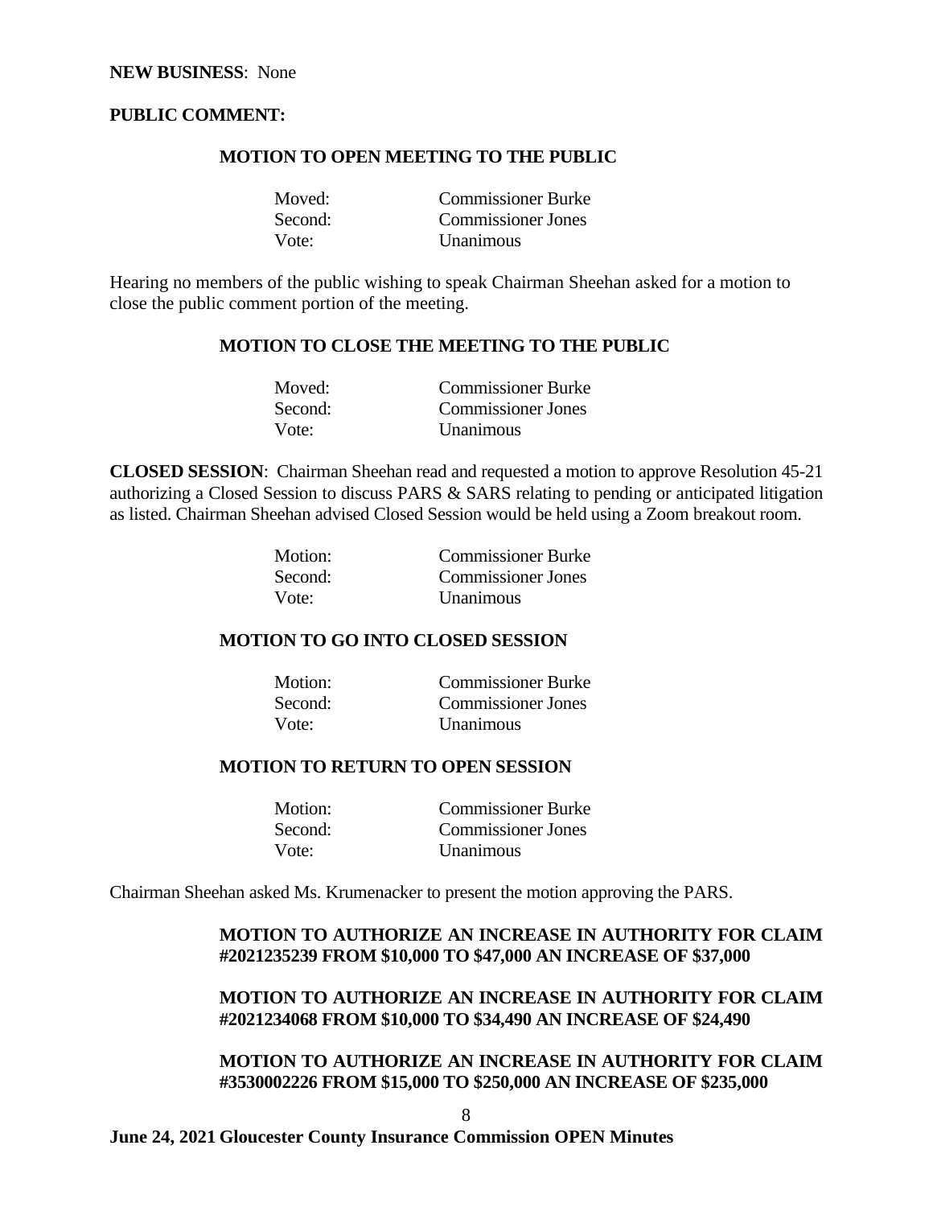**NEW BUSINESS**: None

**PUBLIC COMMENT:**

**MOTION TO OPEN MEETING TO THE PUBLIC**

Moved: Commissioner Burke
Second: Commissioner Jones
Vote: Unanimous

Hearing no members of the public wishing to speak Chairman Sheehan asked for a motion to close the public comment portion of the meeting.

**MOTION TO CLOSE THE MEETING TO THE PUBLIC**

Moved: Commissioner Burke
Second: Commissioner Jones
Vote: Unanimous

**CLOSED SESSION**: Chairman Sheehan read and requested a motion to approve Resolution 45-21 authorizing a Closed Session to discuss PARS & SARS relating to pending or anticipated litigation as listed. Chairman Sheehan advised Closed Session would be held using a Zoom breakout room.

Motion: Commissioner Burke
Second: Commissioner Jones
Vote: Unanimous

**MOTION TO GO INTO CLOSED SESSION**

Motion: Commissioner Burke
Second: Commissioner Jones
Vote: Unanimous

**MOTION TO RETURN TO OPEN SESSION**

Motion: Commissioner Burke
Second: Commissioner Jones
Vote: Unanimous

Chairman Sheehan asked Ms. Krumenacker to present the motion approving the PARS.

**MOTION TO AUTHORIZE AN INCREASE IN AUTHORITY FOR CLAIM #2021235239 FROM $10,000 TO $47,000 AN INCREASE OF $37,000**

**MOTION TO AUTHORIZE AN INCREASE IN AUTHORITY FOR CLAIM #2021234068 FROM $10,000 TO $34,490 AN INCREASE OF $24,490**

**MOTION TO AUTHORIZE AN INCREASE IN AUTHORITY FOR CLAIM #3530002226 FROM $15,000 TO $250,000 AN INCREASE OF $235,000**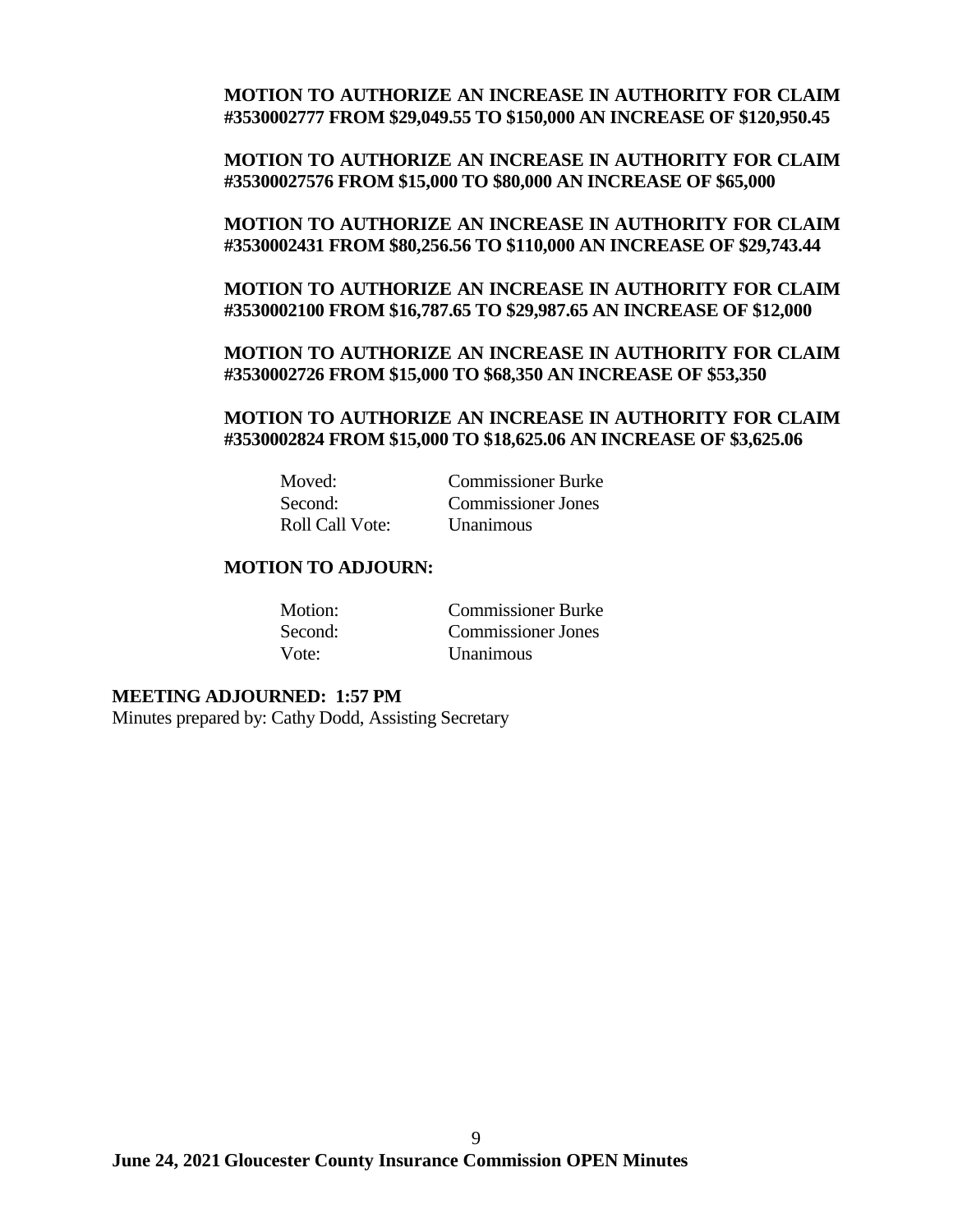**MOTION TO AUTHORIZE AN INCREASE IN AUTHORITY FOR CLAIM #3530002777 FROM $29,049.55 TO $150,000 AN INCREASE OF $120,950.45**

**MOTION TO AUTHORIZE AN INCREASE IN AUTHORITY FOR CLAIM #35300027576 FROM $15,000 TO $80,000 AN INCREASE OF $65,000**

**MOTION TO AUTHORIZE AN INCREASE IN AUTHORITY FOR CLAIM #3530002431 FROM $80,256.56 TO $110,000 AN INCREASE OF $29,743.44**

**MOTION TO AUTHORIZE AN INCREASE IN AUTHORITY FOR CLAIM #3530002100 FROM $16,787.65 TO $29,987.65 AN INCREASE OF $12,000**

**MOTION TO AUTHORIZE AN INCREASE IN AUTHORITY FOR CLAIM #3530002726 FROM $15,000 TO $68,350 AN INCREASE OF $53,350**

**MOTION TO AUTHORIZE AN INCREASE IN AUTHORITY FOR CLAIM #3530002824 FROM $15,000 TO $18,625.06 AN INCREASE OF $3,625.06**

| | |
|---|---|
| Moved: | Commissioner Burke |
| Second: | Commissioner Jones |
| Roll Call Vote: | Unanimous |

**MOTION TO ADJOURN:**

| | |
|---|---|
| Motion: | Commissioner Burke |
| Second: | Commissioner Jones |
| Vote: | Unanimous |

**MEETING ADJOURNED: 1:57 PM**

Minutes prepared by: Cathy Dodd, Assisting Secretary